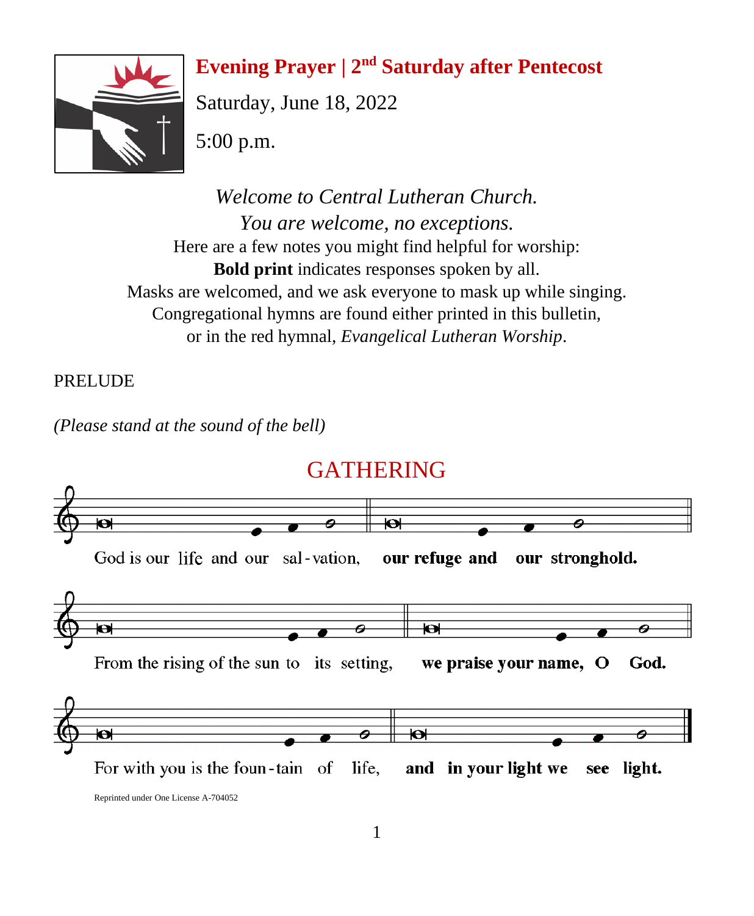# Evening Prayer | 2nd Saturday after Pentecost

Saturday, June 18, 2022

5:00 p.m.

*Welcome to Central Lutheran Church.*
*You are welcome, no exceptions.*
Here are a few notes you might find helpful for worship:
**Bold print** indicates responses spoken by all.
Masks are welcomed, and we ask everyone to mask up while singing.
Congregational hymns are found either printed in this bulletin,
or in the red hymnal, *Evangelical Lutheran Worship*.

PRELUDE

*(Please stand at the sound of the bell)*

## GATHERING

God is our life and our sal-vation, **our refuge and our stronghold.**

From the rising of the sun to its setting, **we praise your name, O God.**

For with you is the foun-tain of life, **and in your light we see light.**

Reprinted under One License A-704052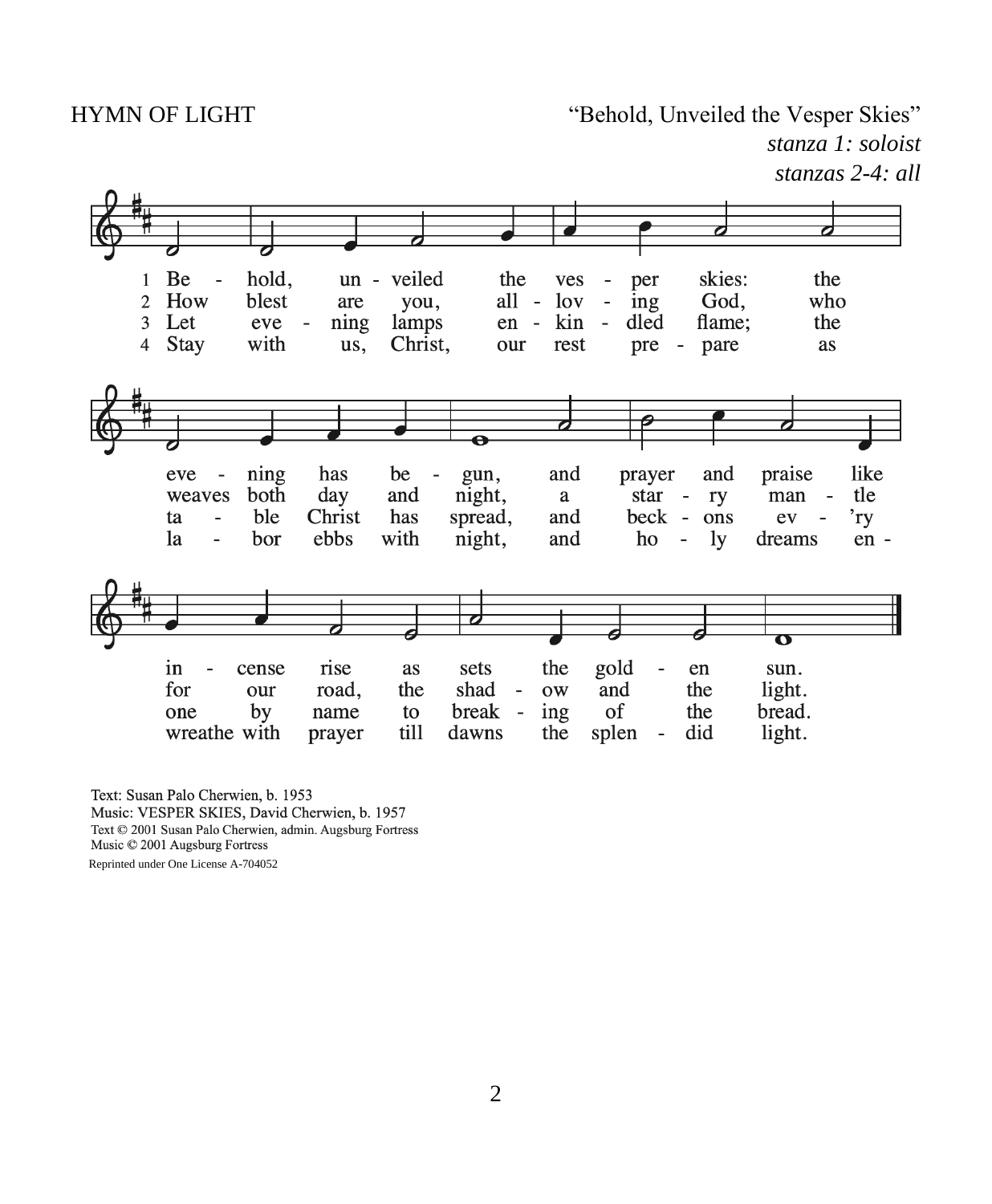HYMN OF LIGHT

"Behold, Unveiled the Vesper Skies"

*stanza 1: soloist*
*stanzas 2-4: all*

1 Behold, unveiled the vesper skies: the evening has begun, and prayer and praise like incense rise as sets the golden sun.

2 How blest are you, all-loving God, who weaves both day and night, a starry mantle for our road, the shadow and the light.

3 Let evening lamps enkindled flame; the table Christ has spread, and beckons ev'ry one by name to breaking of the bread.

4 Stay with us, Christ, our rest prepare as labor ebbs with night, and holy dreams enwreathe with prayer till dawns the splendid light.

Text: Susan Palo Cherwien, b. 1953
Music: VESPER SKIES, David Cherwien, b. 1957
Text © 2001 Susan Palo Cherwien, admin. Augsburg Fortress
Music © 2001 Augsburg Fortress
Reprinted under One License A-704052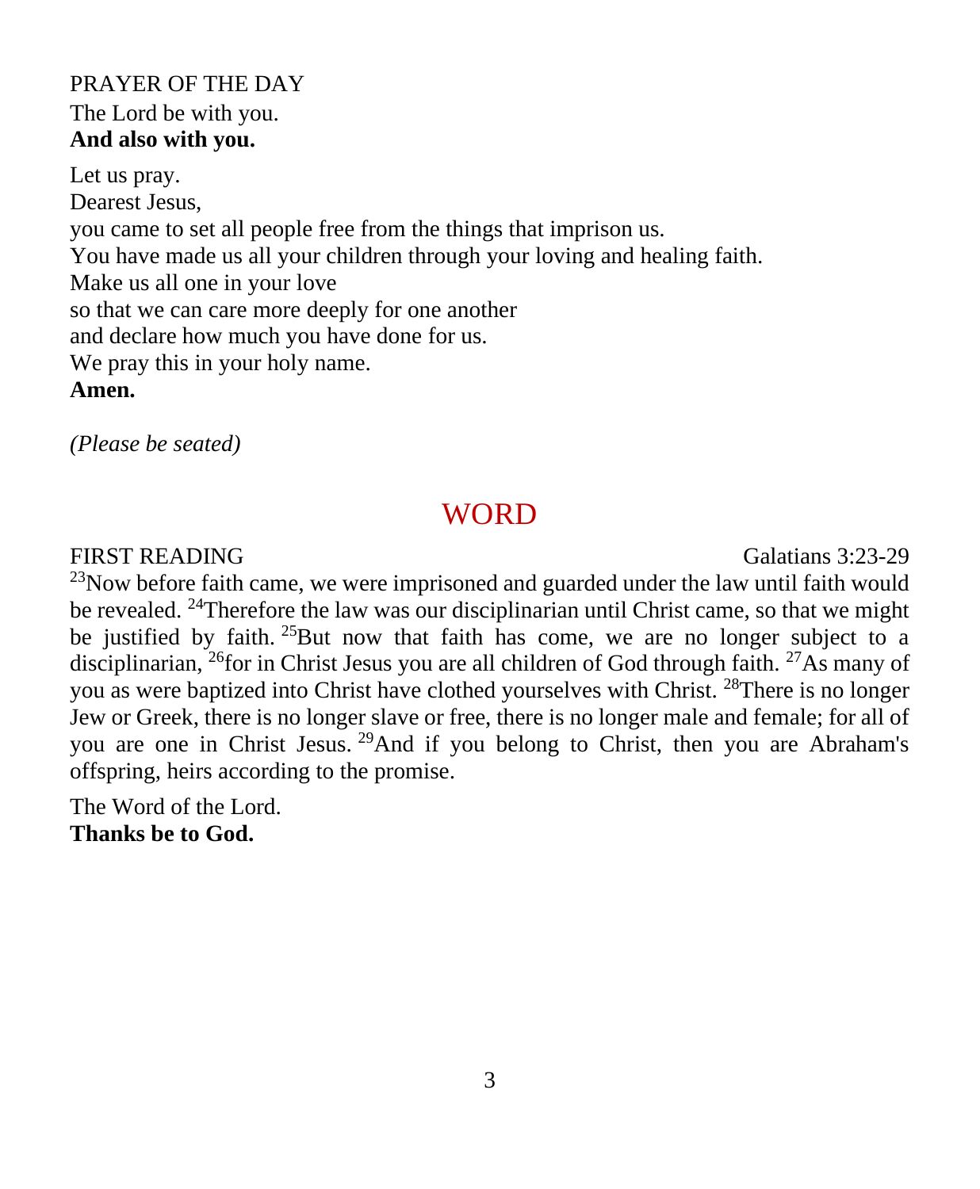PRAYER OF THE DAY

The Lord be with you.
**And also with you.**

Let us pray.
Dearest Jesus,
you came to set all people free from the things that imprison us.
You have made us all your children through your loving and healing faith.
Make us all one in your love
so that we can care more deeply for one another
and declare how much you have done for us.
We pray this in your holy name.
**Amen.**

*(Please be seated)*

# WORD

FIRST READING Galatians 3:23-29

[23]Now before faith came, we were imprisoned and guarded under the law until faith would be revealed. [24]Therefore the law was our disciplinarian until Christ came, so that we might be justified by faith. [25]But now that faith has come, we are no longer subject to a disciplinarian, [26]for in Christ Jesus you are all children of God through faith. [27]As many of you as were baptized into Christ have clothed yourselves with Christ. [28]There is no longer Jew or Greek, there is no longer slave or free, there is no longer male and female; for all of you are one in Christ Jesus. [29]And if you belong to Christ, then you are Abraham's offspring, heirs according to the promise.

The Word of the Lord.
**Thanks be to God.**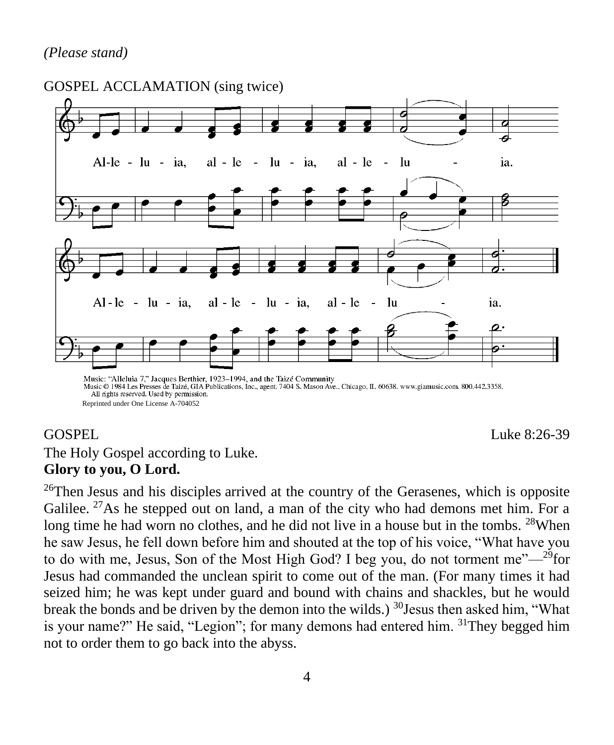*(Please stand)*

GOSPEL ACCLAMATION (sing twice)

Al-le - lu - ia, al - le - lu - ia, al - le - lu - ia.

Al - le - lu - ia, al - le - lu - ia, al - le - lu - ia.

Music: "Alleluia 7," Jacques Berthier, 1923–1994, and the Taizé Community
Music © 1984 Les Presses de Taizé, GIA Publications, Inc., agent. 7404 S. Mason Ave., Chicago, IL 60638. www.giamusic.com. 800.442.3358.
All rights reserved. Used by permission.
Reprinted under One License A-704052

GOSPEL Luke 8:26-39

The Holy Gospel according to Luke.
**Glory to you, O Lord.**

26Then Jesus and his disciples arrived at the country of the Gerasenes, which is opposite Galilee. 27As he stepped out on land, a man of the city who had demons met him. For a long time he had worn no clothes, and he did not live in a house but in the tombs. 28When he saw Jesus, he fell down before him and shouted at the top of his voice, "What have you to do with me, Jesus, Son of the Most High God? I beg you, do not torment me"—29for Jesus had commanded the unclean spirit to come out of the man. (For many times it had seized him; he was kept under guard and bound with chains and shackles, but he would break the bonds and be driven by the demon into the wilds.) 30Jesus then asked him, "What is your name?" He said, "Legion"; for many demons had entered him. 31They begged him not to order them to go back into the abyss.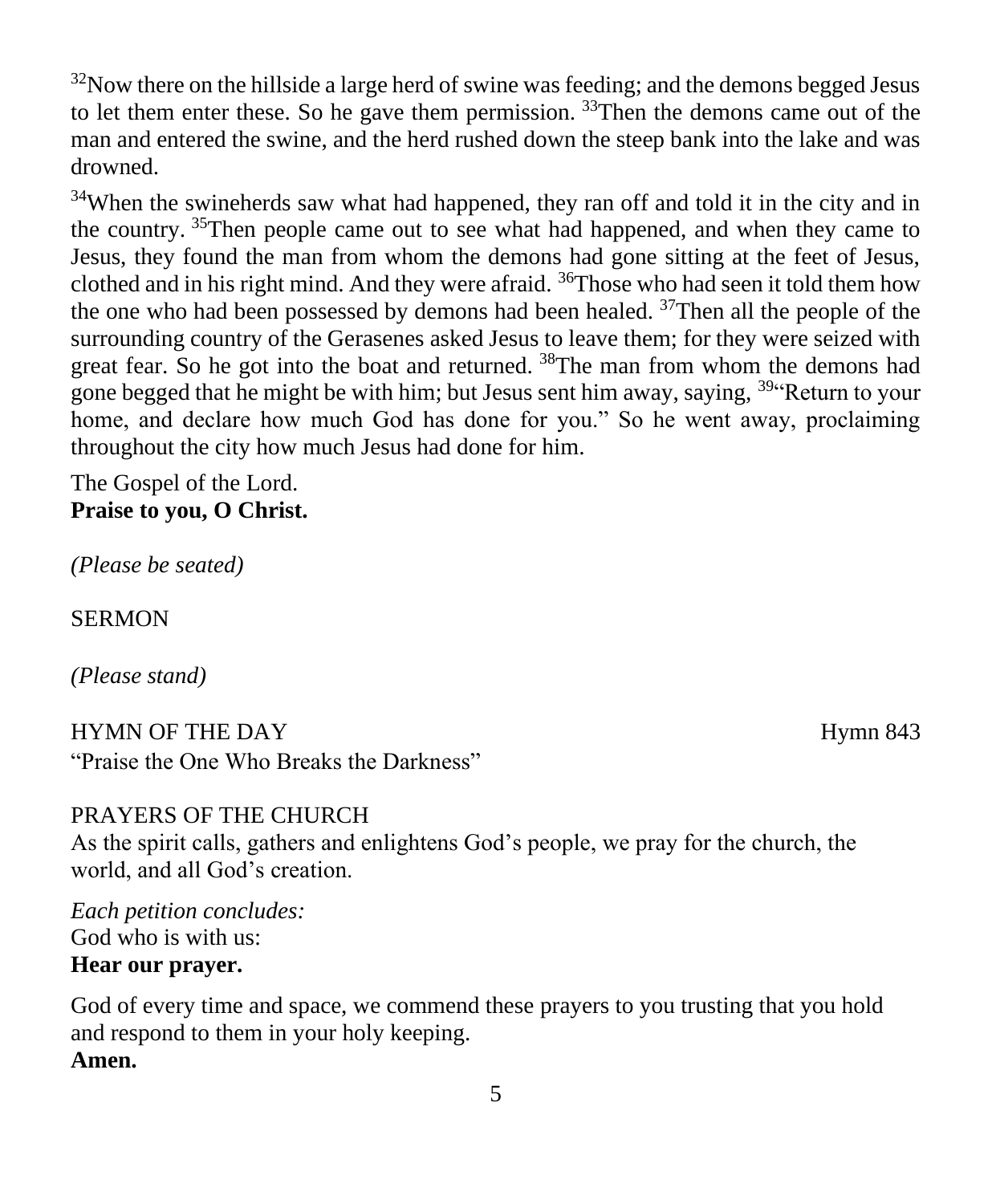[32]Now there on the hillside a large herd of swine was feeding; and the demons begged Jesus to let them enter these. So he gave them permission. [33]Then the demons came out of the man and entered the swine, and the herd rushed down the steep bank into the lake and was drowned.

[34]When the swineherds saw what had happened, they ran off and told it in the city and in the country. [35]Then people came out to see what had happened, and when they came to Jesus, they found the man from whom the demons had gone sitting at the feet of Jesus, clothed and in his right mind. And they were afraid. [36]Those who had seen it told them how the one who had been possessed by demons had been healed. [37]Then all the people of the surrounding country of the Gerasenes asked Jesus to leave them; for they were seized with great fear. So he got into the boat and returned. [38]The man from whom the demons had gone begged that he might be with him; but Jesus sent him away, saying, [39]"Return to your home, and declare how much God has done for you." So he went away, proclaiming throughout the city how much Jesus had done for him.

The Gospel of the Lord.
**Praise to you, O Christ.**

*(Please be seated)*

SERMON

*(Please stand)*

HYMN OF THE DAY Hymn 843
"Praise the One Who Breaks the Darkness"

PRAYERS OF THE CHURCH
As the spirit calls, gathers and enlightens God's people, we pray for the church, the world, and all God's creation.

*Each petition concludes:*
God who is with us:
**Hear our prayer.**

God of every time and space, we commend these prayers to you trusting that you hold and respond to them in your holy keeping.
**Amen.**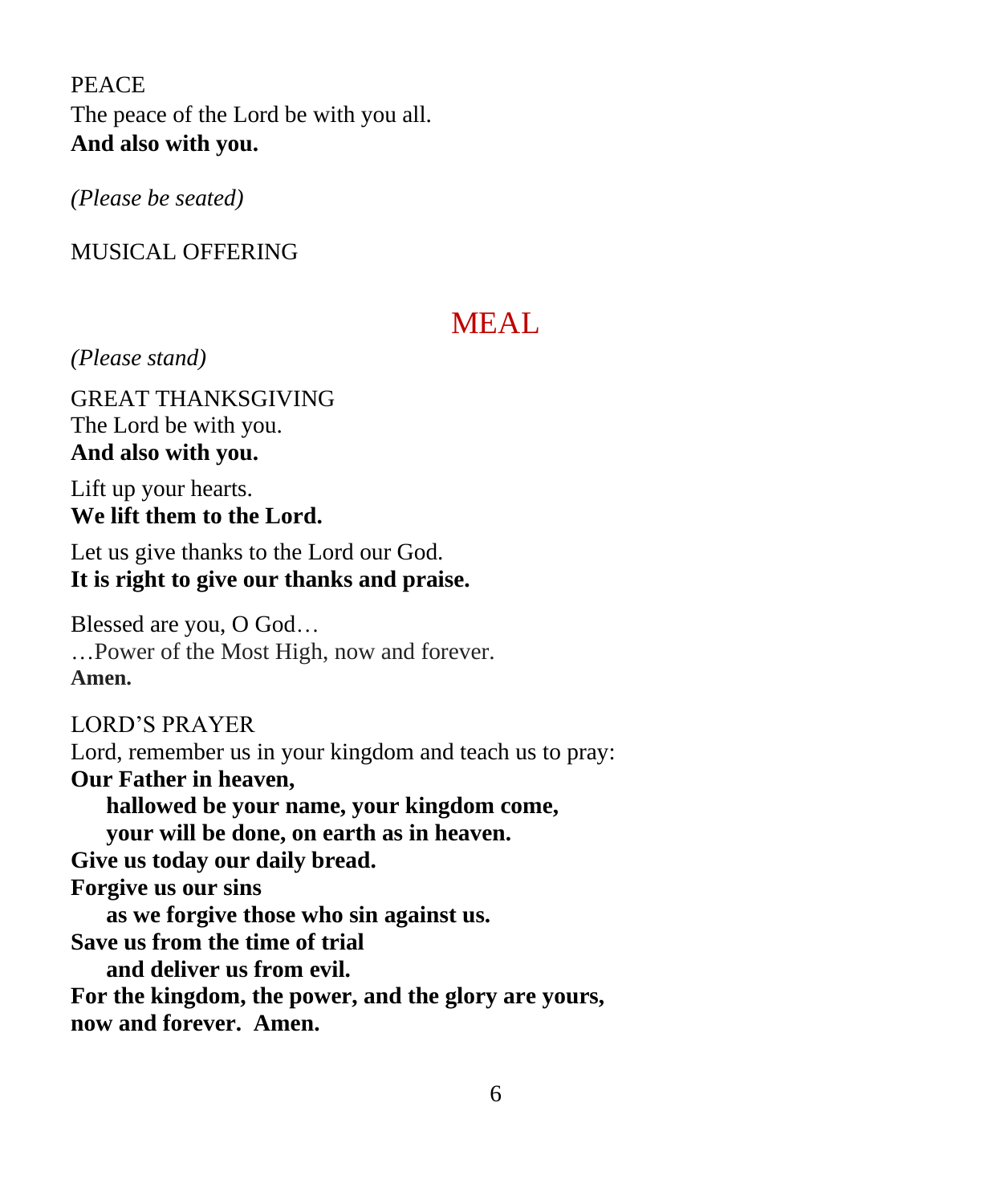PEACE
The peace of the Lord be with you all.
**And also with you.**

*(Please be seated)*

MUSICAL OFFERING

# MEAL

*(Please stand)*

GREAT THANKSGIVING
The Lord be with you.
**And also with you.**

Lift up your hearts.
**We lift them to the Lord.**

Let us give thanks to the Lord our God.
**It is right to give our thanks and praise.**

Blessed are you, O God…
…Power of the Most High, now and forever.
**Amen.**

LORD'S PRAYER
Lord, remember us in your kingdom and teach us to pray:
**Our Father in heaven,**
**hallowed be your name, your kingdom come,**
**your will be done, on earth as in heaven.**
**Give us today our daily bread.**
**Forgive us our sins**
**as we forgive those who sin against us.**
**Save us from the time of trial**
**and deliver us from evil.**
**For the kingdom, the power, and the glory are yours,**
**now and forever. Amen.**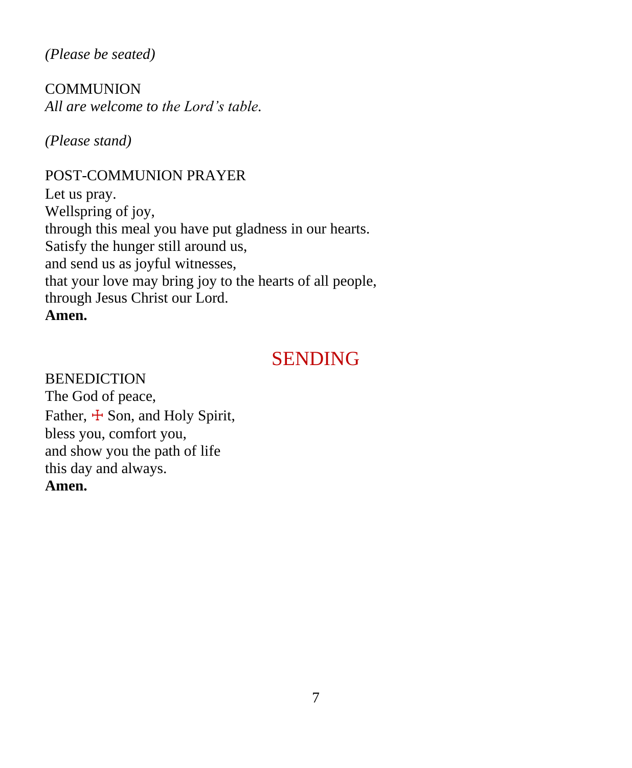*(Please be seated)*

COMMUNION
*All are welcome to the Lord's table.*

*(Please stand)*

POST-COMMUNION PRAYER
Let us pray.
Wellspring of joy,
through this meal you have put gladness in our hearts.
Satisfy the hunger still around us,
and send us as joyful witnesses,
that your love may bring joy to the hearts of all people,
through Jesus Christ our Lord.
**Amen.**

## SENDING

BENEDICTION
The God of peace,
Father, ☩ Son, and Holy Spirit,
bless you, comfort you,
and show you the path of life
this day and always.
**Amen.**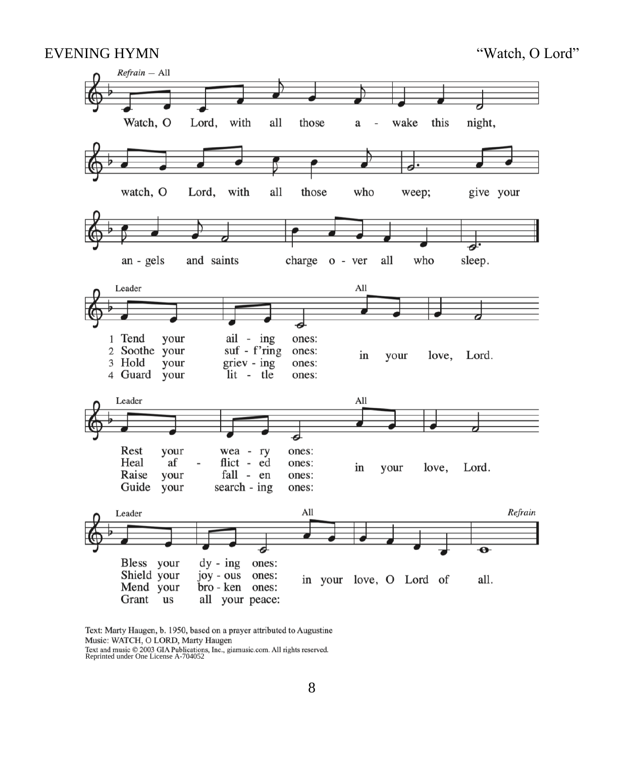EVENING HYMN "Watch, O Lord"

*Refrain* — All

Watch, O Lord, with all those a - wake this night,
watch, O Lord, with all those who weep; give your
an - gels and saints charge o - ver all who sleep.

| Leader | | All |
|---|---|---|
| 1 Tend your | ail - ing ones: | in your love, Lord. |
| 2 Soothe your | suf - f'ring ones: | |
| 3 Hold your | griev - ing ones: | |
| 4 Guard your | lit - tle ones: | |

| Leader | | All |
|---|---|---|
| Rest your | wea - ry ones: | in your love, Lord. |
| Heal af - | flict - ed ones: | |
| Raise your | fall - en ones: | |
| Guide your | search - ing ones: | |

| Leader | | All |
|---|---|---|
| Bless your | dy - ing ones: | in your love, O Lord of all. |
| Shield your | joy - ous ones: | |
| Mend your | bro - ken ones: | |
| Grant us | all your peace: | |

*Refrain*

Text: Marty Haugen, b. 1950, based on a prayer attributed to Augustine
Music: WATCH, O LORD, Marty Haugen
Text and music © 2003 GIA Publications, Inc., giamusic.com. All rights reserved.
Reprinted under One License A-704052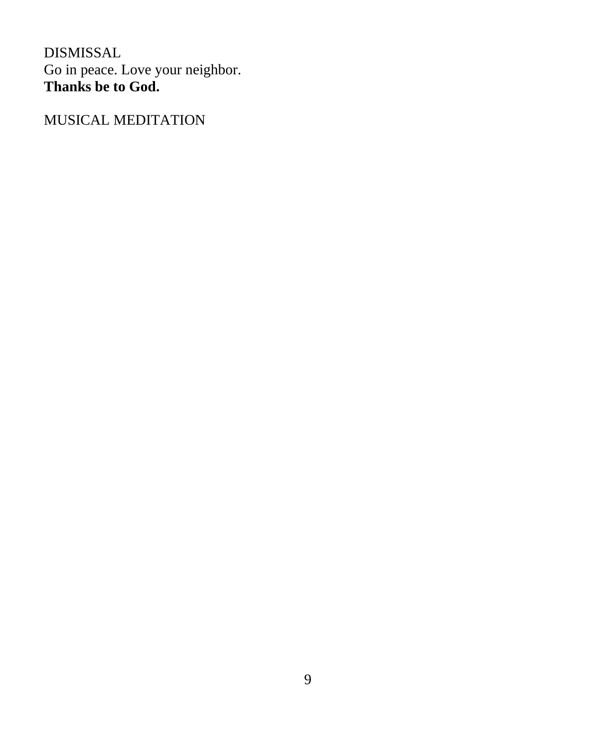DISMISSAL
Go in peace. Love your neighbor.
**Thanks be to God.**

MUSICAL MEDITATION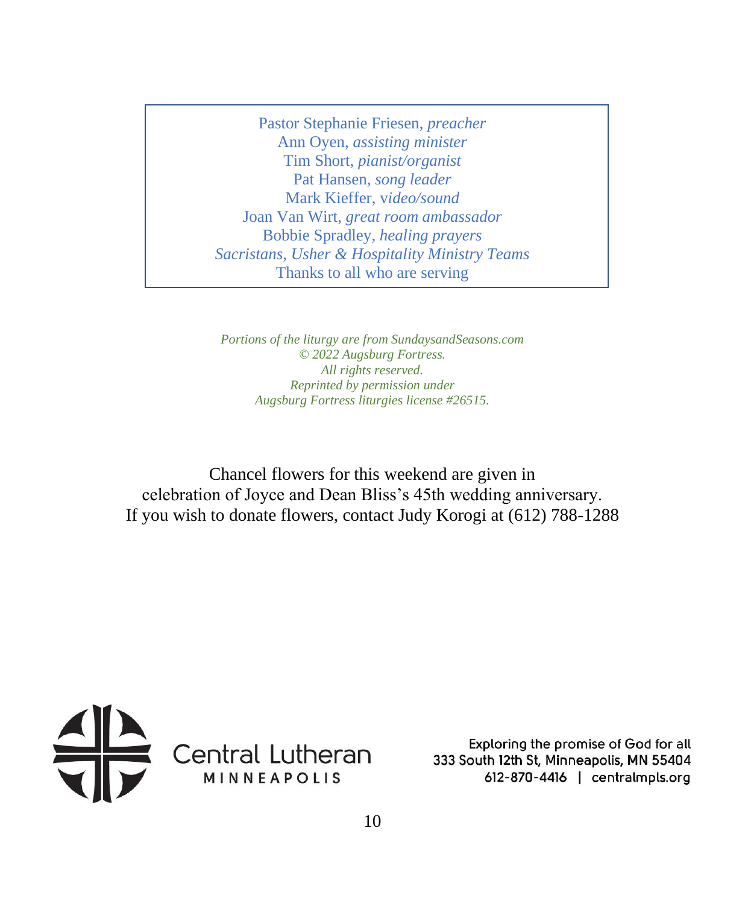Pastor Stephanie Friesen, *preacher*
Ann Oyen, *assisting minister*
Tim Short, *pianist/organist*
Pat Hansen, *song leader*
Mark Kieffer, v*ideo/sound*
Joan Van Wirt, *great room ambassador*
Bobbie Spradley, *healing prayers*
*Sacristans, Usher & Hospitality Ministry Teams*
Thanks to all who are serving

*Portions of the liturgy are from SundaysandSeasons.com*
*© 2022 Augsburg Fortress.*
*All rights reserved.*
*Reprinted by permission under*
*Augsburg Fortress liturgies license #26515.*

Chancel flowers for this weekend are given in celebration of Joyce and Dean Bliss's 45th wedding anniversary.
If you wish to donate flowers, contact Judy Korogi at (612) 788-1288

Central Lutheran
MINNEAPOLIS

Exploring the promise of God for all
333 South 12th St, Minneapolis, MN 55404
612-870-4416 | centralmpls.org